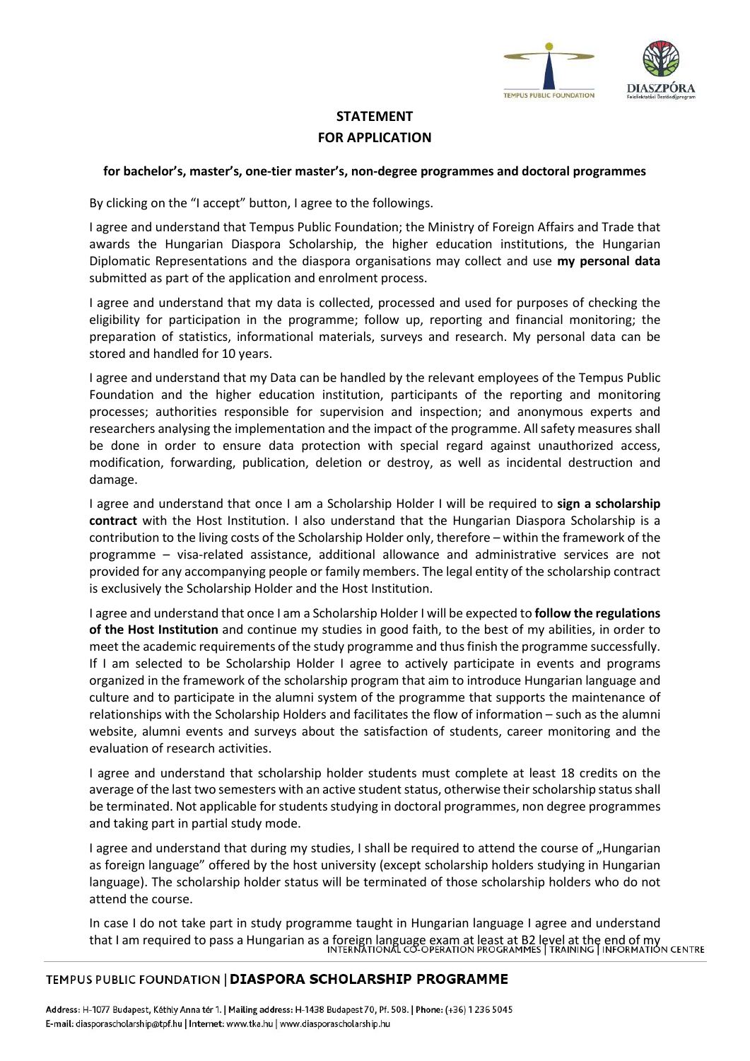# STATEMENT
# FOR APPLICATION

**for bachelor's, master's, one-tier master's, non-degree programmes and doctoral programmes**

By clicking on the "I accept" button, I agree to the followings.

I agree and understand that Tempus Public Foundation; the Ministry of Foreign Affairs and Trade that awards the Hungarian Diaspora Scholarship, the higher education institutions, the Hungarian Diplomatic Representations and the diaspora organisations may collect and use **my personal data** submitted as part of the application and enrolment process.

I agree and understand that my data is collected, processed and used for purposes of checking the eligibility for participation in the programme; follow up, reporting and financial monitoring; the preparation of statistics, informational materials, surveys and research. My personal data can be stored and handled for 10 years.

I agree and understand that my Data can be handled by the relevant employees of the Tempus Public Foundation and the higher education institution, participants of the reporting and monitoring processes; authorities responsible for supervision and inspection; and anonymous experts and researchers analysing the implementation and the impact of the programme. All safety measures shall be done in order to ensure data protection with special regard against unauthorized access, modification, forwarding, publication, deletion or destroy, as well as incidental destruction and damage.

I agree and understand that once I am a Scholarship Holder I will be required to **sign a scholarship contract** with the Host Institution. I also understand that the Hungarian Diaspora Scholarship is a contribution to the living costs of the Scholarship Holder only, therefore – within the framework of the programme – visa-related assistance, additional allowance and administrative services are not provided for any accompanying people or family members. The legal entity of the scholarship contract is exclusively the Scholarship Holder and the Host Institution.

I agree and understand that once I am a Scholarship Holder I will be expected to **follow the regulations of the Host Institution** and continue my studies in good faith, to the best of my abilities, in order to meet the academic requirements of the study programme and thus finish the programme successfully. If I am selected to be Scholarship Holder I agree to actively participate in events and programs organized in the framework of the scholarship program that aim to introduce Hungarian language and culture and to participate in the alumni system of the programme that supports the maintenance of relationships with the Scholarship Holders and facilitates the flow of information – such as the alumni website, alumni events and surveys about the satisfaction of students, career monitoring and the evaluation of research activities.

I agree and understand that scholarship holder students must complete at least 18 credits on the average of the last two semesters with an active student status, otherwise their scholarship status shall be terminated. Not applicable for students studying in doctoral programmes, non degree programmes and taking part in partial study mode.

I agree and understand that during my studies, I shall be required to attend the course of „Hungarian as foreign language" offered by the host university (except scholarship holders studying in Hungarian language). The scholarship holder status will be terminated of those scholarship holders who do not attend the course.

In case I do not take part in study programme taught in Hungarian language I agree and understand that I am required to pass a Hungarian as a foreign language exam at least at B2 level at the end of my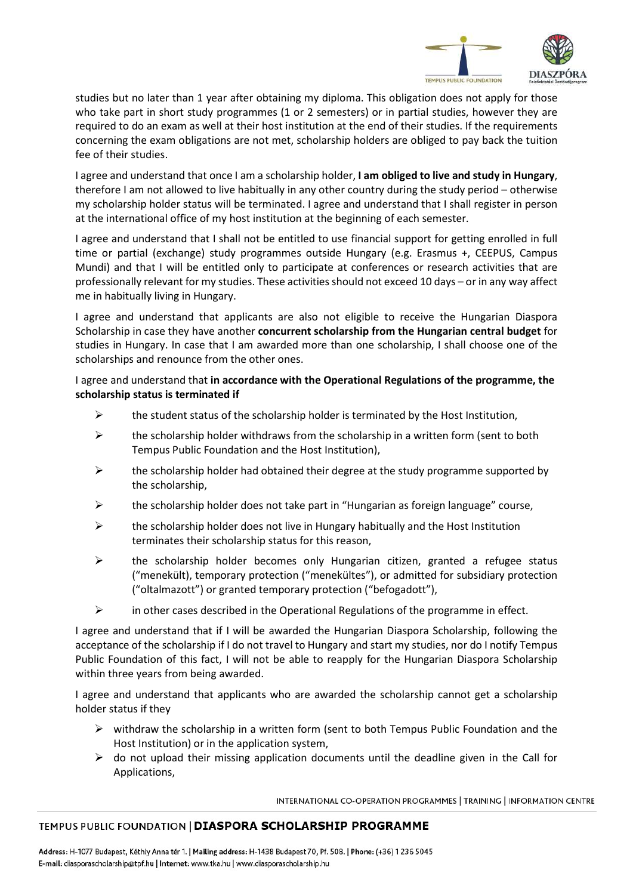studies but no later than 1 year after obtaining my diploma. This obligation does not apply for those who take part in short study programmes (1 or 2 semesters) or in partial studies, however they are required to do an exam as well at their host institution at the end of their studies. If the requirements concerning the exam obligations are not met, scholarship holders are obliged to pay back the tuition fee of their studies.

I agree and understand that once I am a scholarship holder, **I am obliged to live and study in Hungary**, therefore I am not allowed to live habitually in any other country during the study period – otherwise my scholarship holder status will be terminated. I agree and understand that I shall register in person at the international office of my host institution at the beginning of each semester.

I agree and understand that I shall not be entitled to use financial support for getting enrolled in full time or partial (exchange) study programmes outside Hungary (e.g. Erasmus +, CEEPUS, Campus Mundi) and that I will be entitled only to participate at conferences or research activities that are professionally relevant for my studies. These activities should not exceed 10 days – or in any way affect me in habitually living in Hungary.

I agree and understand that applicants are also not eligible to receive the Hungarian Diaspora Scholarship in case they have another **concurrent scholarship from the Hungarian central budget** for studies in Hungary. In case that I am awarded more than one scholarship, I shall choose one of the scholarships and renounce from the other ones.

I agree and understand that **in accordance with the Operational Regulations of the programme, the scholarship status is terminated if**

- the student status of the scholarship holder is terminated by the Host Institution,
- the scholarship holder withdraws from the scholarship in a written form (sent to both Tempus Public Foundation and the Host Institution),
- the scholarship holder had obtained their degree at the study programme supported by the scholarship,
- the scholarship holder does not take part in "Hungarian as foreign language" course,
- the scholarship holder does not live in Hungary habitually and the Host Institution terminates their scholarship status for this reason,
- the scholarship holder becomes only Hungarian citizen, granted a refugee status ("menekült), temporary protection ("menekültes"), or admitted for subsidiary protection ("oltalmazott") or granted temporary protection ("befogadott"),
- in other cases described in the Operational Regulations of the programme in effect.

I agree and understand that if I will be awarded the Hungarian Diaspora Scholarship, following the acceptance of the scholarship if I do not travel to Hungary and start my studies, nor do I notify Tempus Public Foundation of this fact, I will not be able to reapply for the Hungarian Diaspora Scholarship within three years from being awarded.

I agree and understand that applicants who are awarded the scholarship cannot get a scholarship holder status if they

- withdraw the scholarship in a written form (sent to both Tempus Public Foundation and the Host Institution) or in the application system,
- do not upload their missing application documents until the deadline given in the Call for Applications,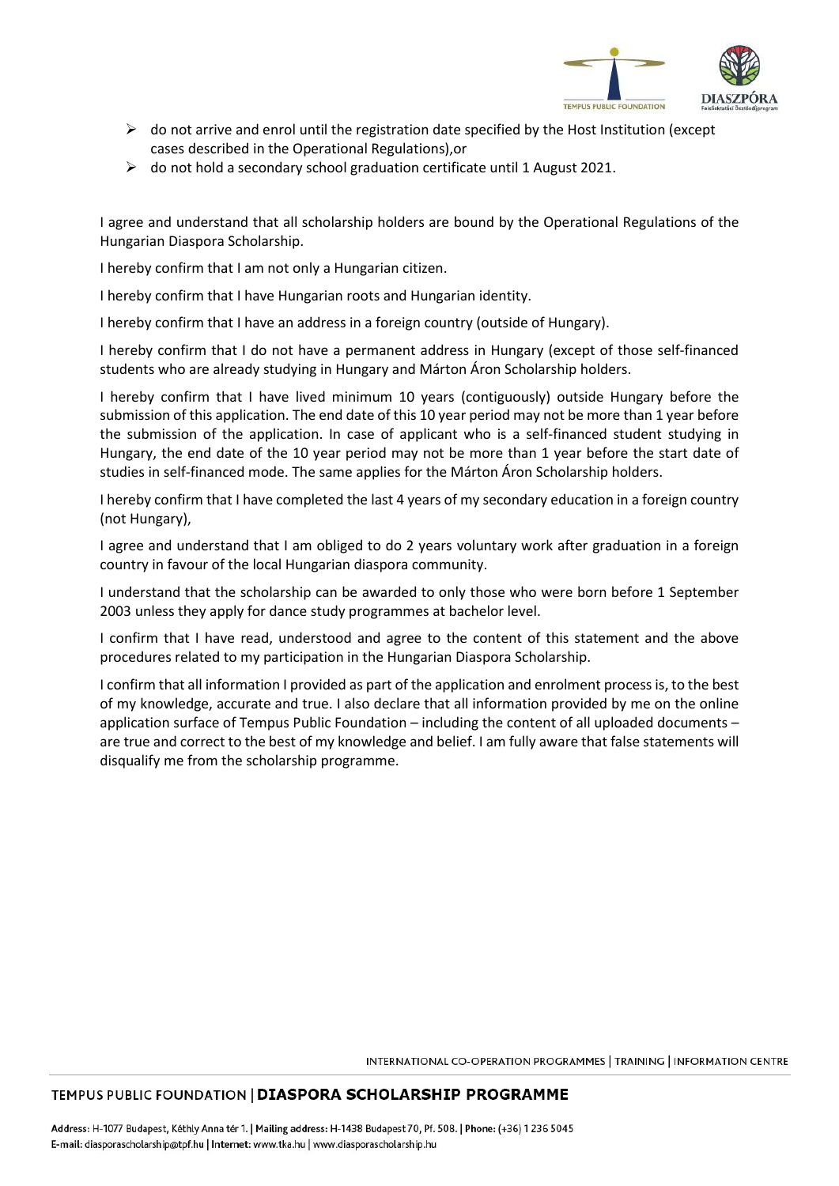- do not arrive and enrol until the registration date specified by the Host Institution (except cases described in the Operational Regulations),or
- do not hold a secondary school graduation certificate until 1 August 2021.

I agree and understand that all scholarship holders are bound by the Operational Regulations of the Hungarian Diaspora Scholarship.

I hereby confirm that I am not only a Hungarian citizen.

I hereby confirm that I have Hungarian roots and Hungarian identity.

I hereby confirm that I have an address in a foreign country (outside of Hungary).

I hereby confirm that I do not have a permanent address in Hungary (except of those self-financed students who are already studying in Hungary and Márton Áron Scholarship holders.

I hereby confirm that I have lived minimum 10 years (contiguously) outside Hungary before the submission of this application. The end date of this 10 year period may not be more than 1 year before the submission of the application. In case of applicant who is a self-financed student studying in Hungary, the end date of the 10 year period may not be more than 1 year before the start date of studies in self-financed mode. The same applies for the Márton Áron Scholarship holders.

I hereby confirm that I have completed the last 4 years of my secondary education in a foreign country (not Hungary),

I agree and understand that I am obliged to do 2 years voluntary work after graduation in a foreign country in favour of the local Hungarian diaspora community.

I understand that the scholarship can be awarded to only those who were born before 1 September 2003 unless they apply for dance study programmes at bachelor level.

I confirm that I have read, understood and agree to the content of this statement and the above procedures related to my participation in the Hungarian Diaspora Scholarship.

I confirm that all information I provided as part of the application and enrolment process is, to the best of my knowledge, accurate and true. I also declare that all information provided by me on the online application surface of Tempus Public Foundation – including the content of all uploaded documents – are true and correct to the best of my knowledge and belief. I am fully aware that false statements will disqualify me from the scholarship programme.